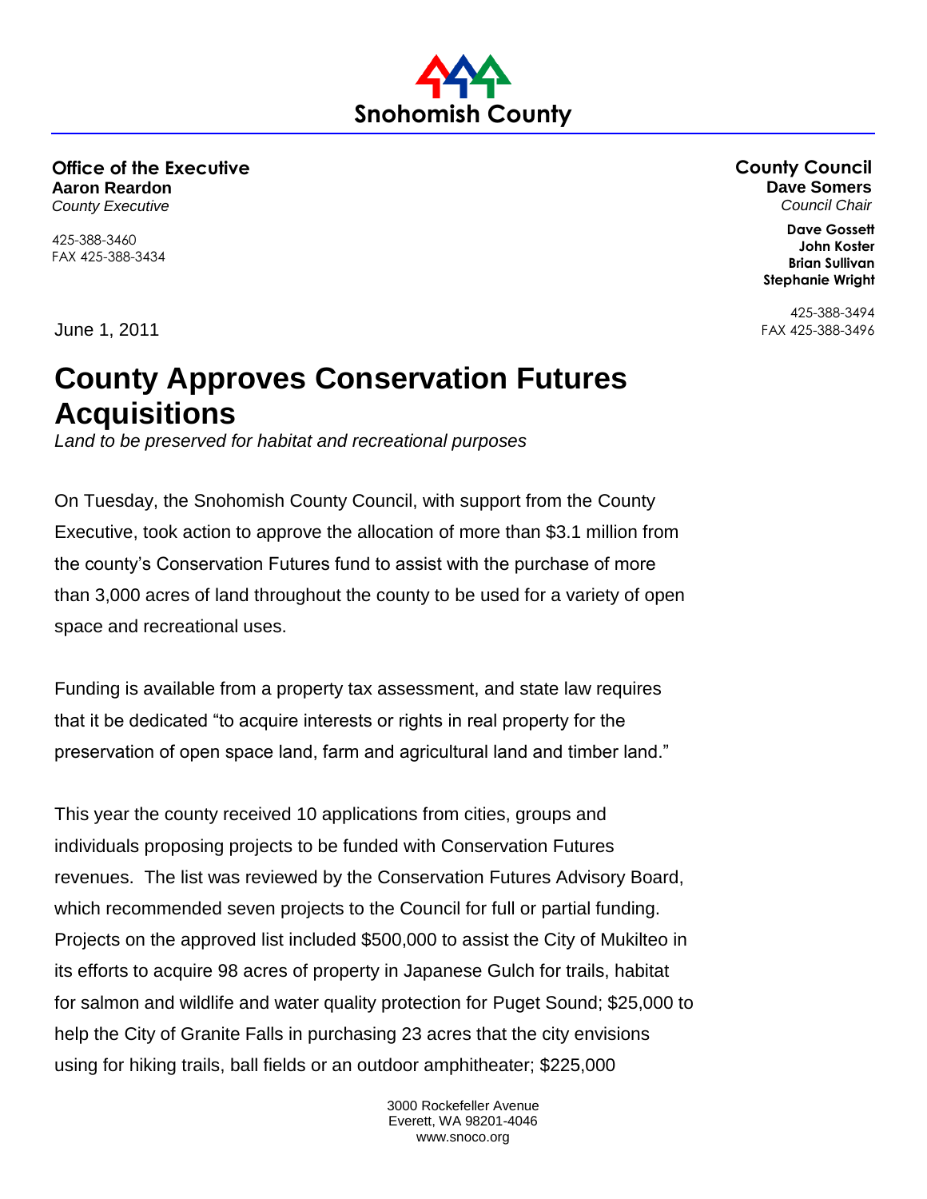Snohomish County

**Office of the Executive**
**Aaron Reardon**
*County Executive*

425-388-3460
FAX 425-388-3434

**County Council**
**Dave Somers**
*Council Chair*

**Dave Gossett**
**John Koster**
**Brian Sullivan**
**Stephanie Wright**

425-388-3494
FAX 425-388-3496

June 1, 2011

# County Approves Conservation Futures Acquisitions

*Land to be preserved for habitat and recreational purposes*

On Tuesday, the Snohomish County Council, with support from the County Executive, took action to approve the allocation of more than $3.1 million from the county's Conservation Futures fund to assist with the purchase of more than 3,000 acres of land throughout the county to be used for a variety of open space and recreational uses.

Funding is available from a property tax assessment, and state law requires that it be dedicated "to acquire interests or rights in real property for the preservation of open space land, farm and agricultural land and timber land."

This year the county received 10 applications from cities, groups and individuals proposing projects to be funded with Conservation Futures revenues. The list was reviewed by the Conservation Futures Advisory Board, which recommended seven projects to the Council for full or partial funding. Projects on the approved list included $500,000 to assist the City of Mukilteo in its efforts to acquire 98 acres of property in Japanese Gulch for trails, habitat for salmon and wildlife and water quality protection for Puget Sound; $25,000 to help the City of Granite Falls in purchasing 23 acres that the city envisions using for hiking trails, ball fields or an outdoor amphitheater; $225,000

3000 Rockefeller Avenue
Everett, WA 98201-4046
www.snoco.org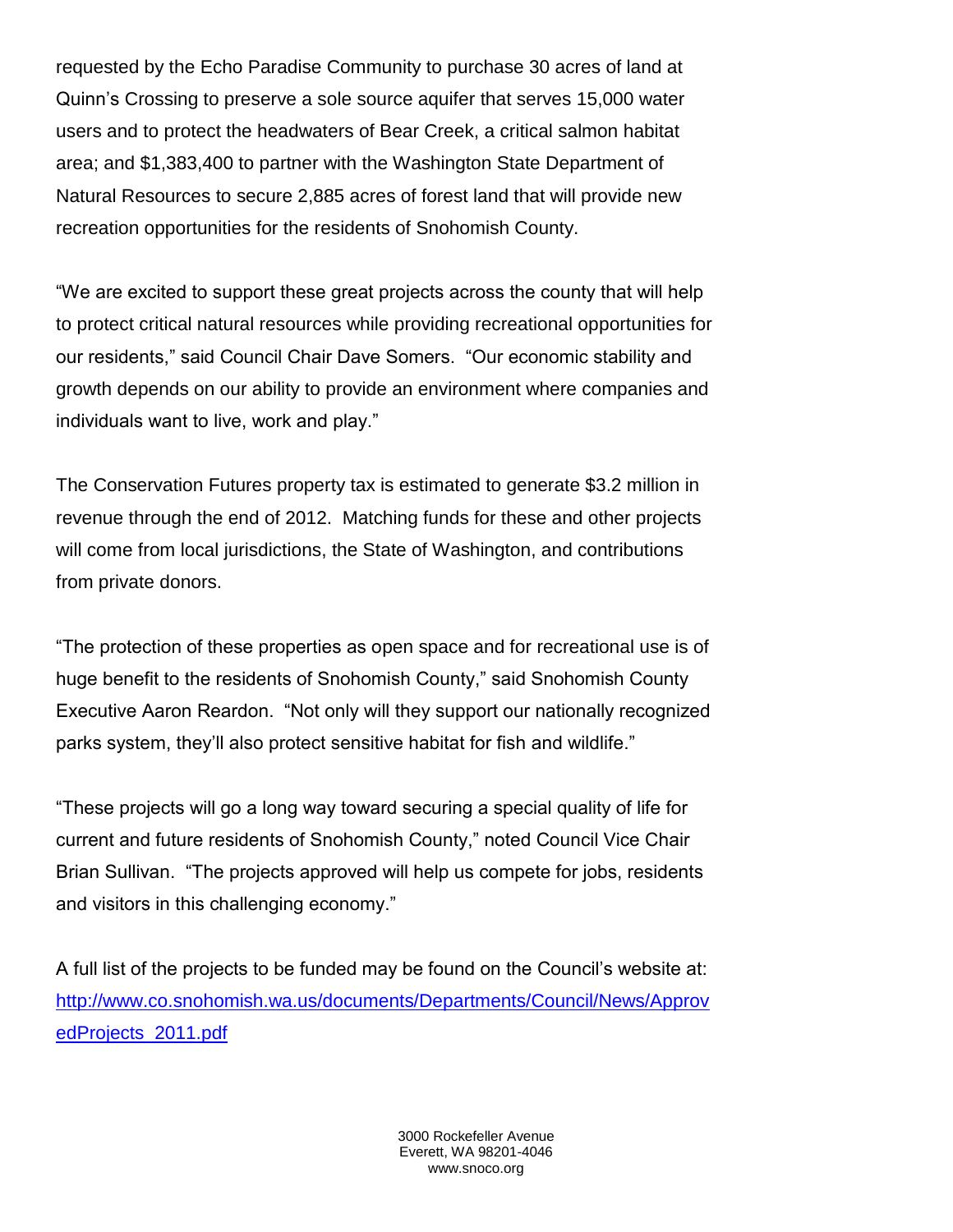requested by the Echo Paradise Community to purchase 30 acres of land at Quinn's Crossing to preserve a sole source aquifer that serves 15,000 water users and to protect the headwaters of Bear Creek, a critical salmon habitat area; and $1,383,400 to partner with the Washington State Department of Natural Resources to secure 2,885 acres of forest land that will provide new recreation opportunities for the residents of Snohomish County.

"We are excited to support these great projects across the county that will help to protect critical natural resources while providing recreational opportunities for our residents," said Council Chair Dave Somers. "Our economic stability and growth depends on our ability to provide an environment where companies and individuals want to live, work and play."

The Conservation Futures property tax is estimated to generate $3.2 million in revenue through the end of 2012. Matching funds for these and other projects will come from local jurisdictions, the State of Washington, and contributions from private donors.

"The protection of these properties as open space and for recreational use is of huge benefit to the residents of Snohomish County," said Snohomish County Executive Aaron Reardon. "Not only will they support our nationally recognized parks system, they'll also protect sensitive habitat for fish and wildlife."

"These projects will go a long way toward securing a special quality of life for current and future residents of Snohomish County," noted Council Vice Chair Brian Sullivan. "The projects approved will help us compete for jobs, residents and visitors in this challenging economy."

A full list of the projects to be funded may be found on the Council's website at: [http://www.co.snohomish.wa.us/documents/Departments/Council/News/ApprovedProjects_2011.pdf](http://www.co.snohomish.wa.us/documents/Departments/Council/News/ApprovedProjects_2011.pdf)

3000 Rockefeller Avenue
Everett, WA 98201-4046
www.snoco.org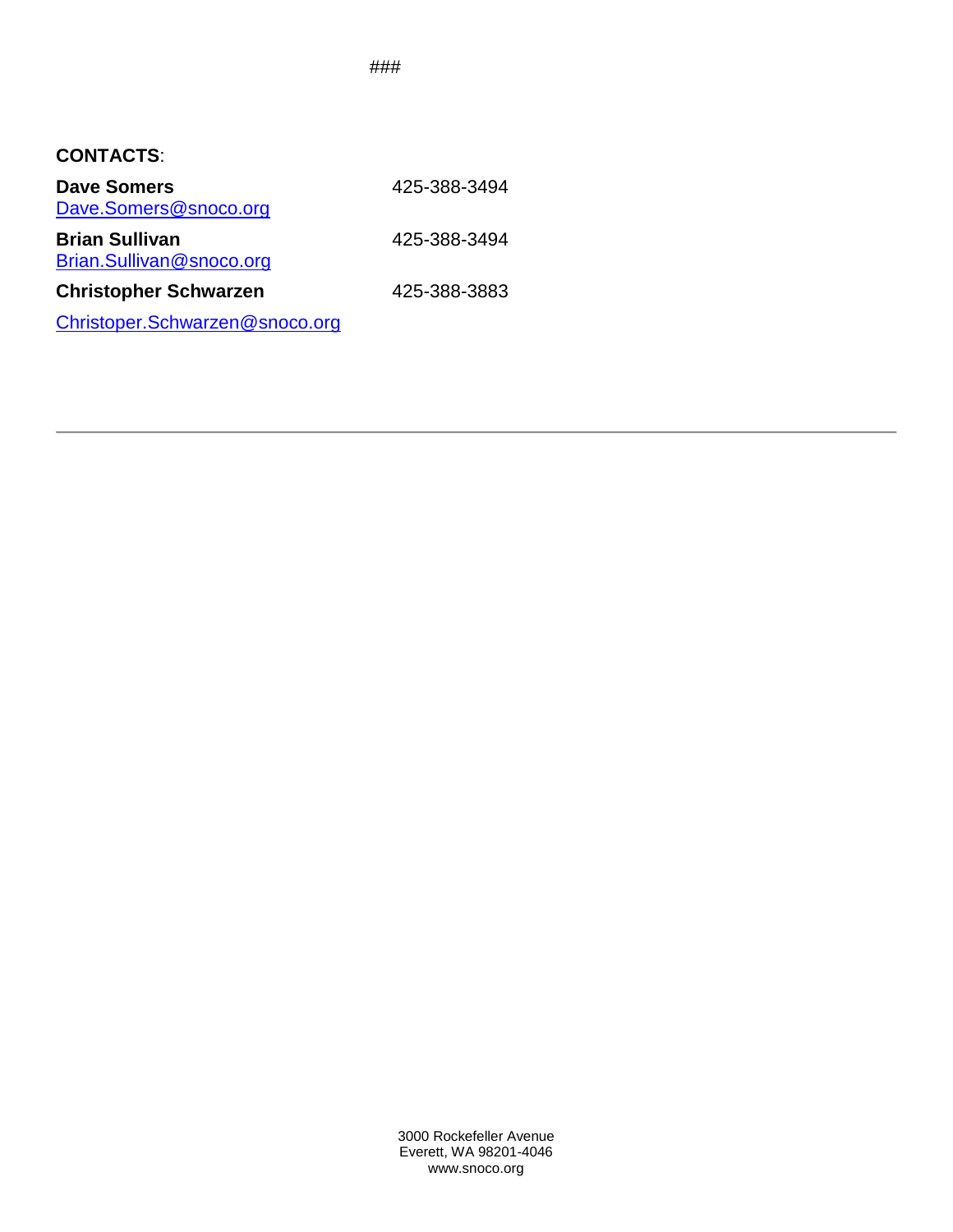###

**CONTACTS**:

**Dave Somers** 425-388-3494
Dave.Somers@snoco.org

**Brian Sullivan** 425-388-3494
Brian.Sullivan@snoco.org

**Christopher Schwarzen** 425-388-3883
Christoper.Schwarzen@snoco.org

---

3000 Rockefeller Avenue
Everett, WA 98201-4046
www.snoco.org